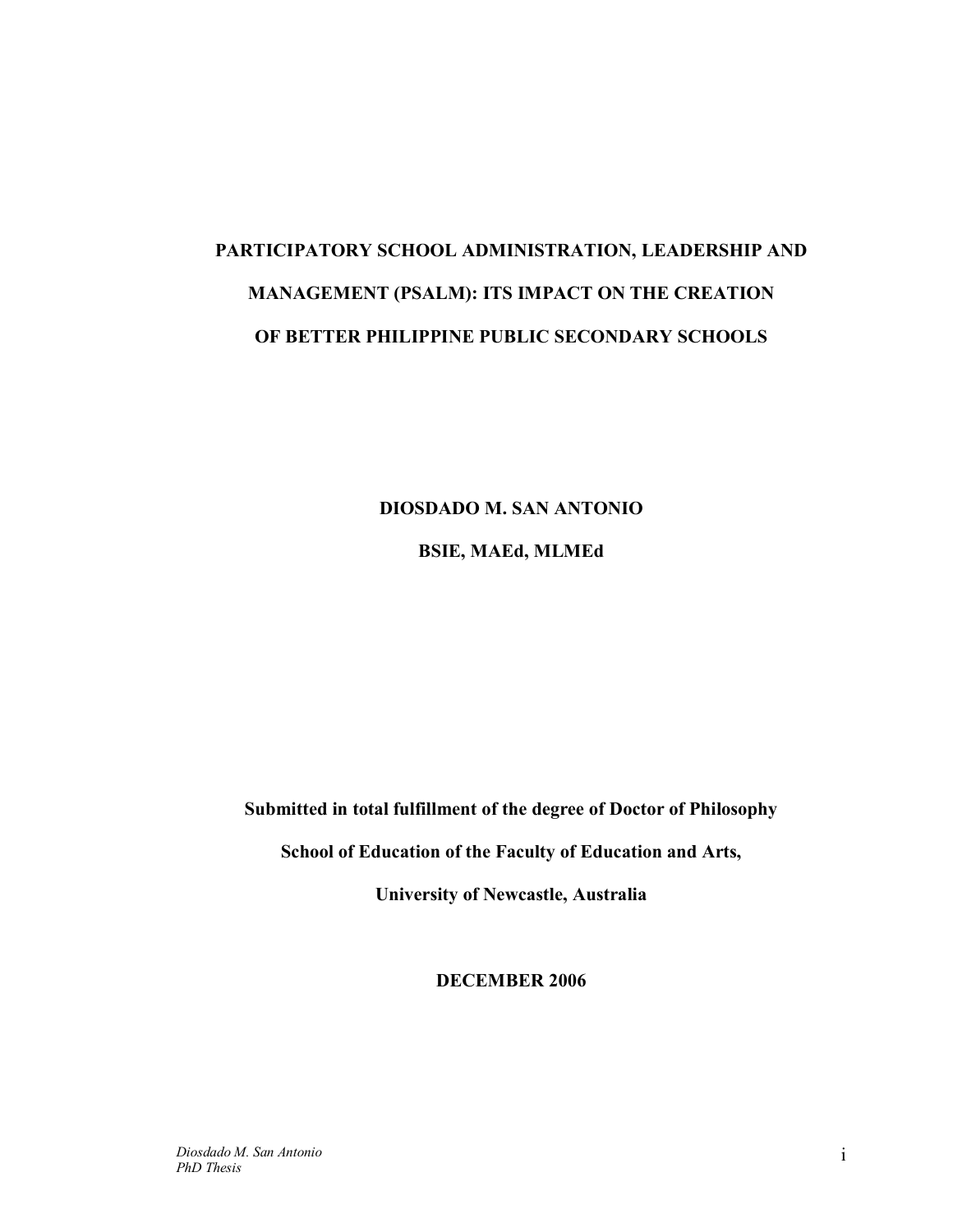# PARTICIPATORY SCHOOL ADMINISTRATION, LEADERSHIP AND MANAGEMENT (PSALM): ITS IMPACT ON THE CREATION OF BETTER PHILIPPINE PUBLIC SECONDARY SCHOOLS

**DIOSDADO M. SAN ANTONIO**

**BSIE, MAEd, MLMEd**

**Submitted in total fulfillment of the degree of Doctor of Philosophy**

**School of Education of the Faculty of Education and Arts,**

**University of Newcastle, Australia**

**DECEMBER 2006**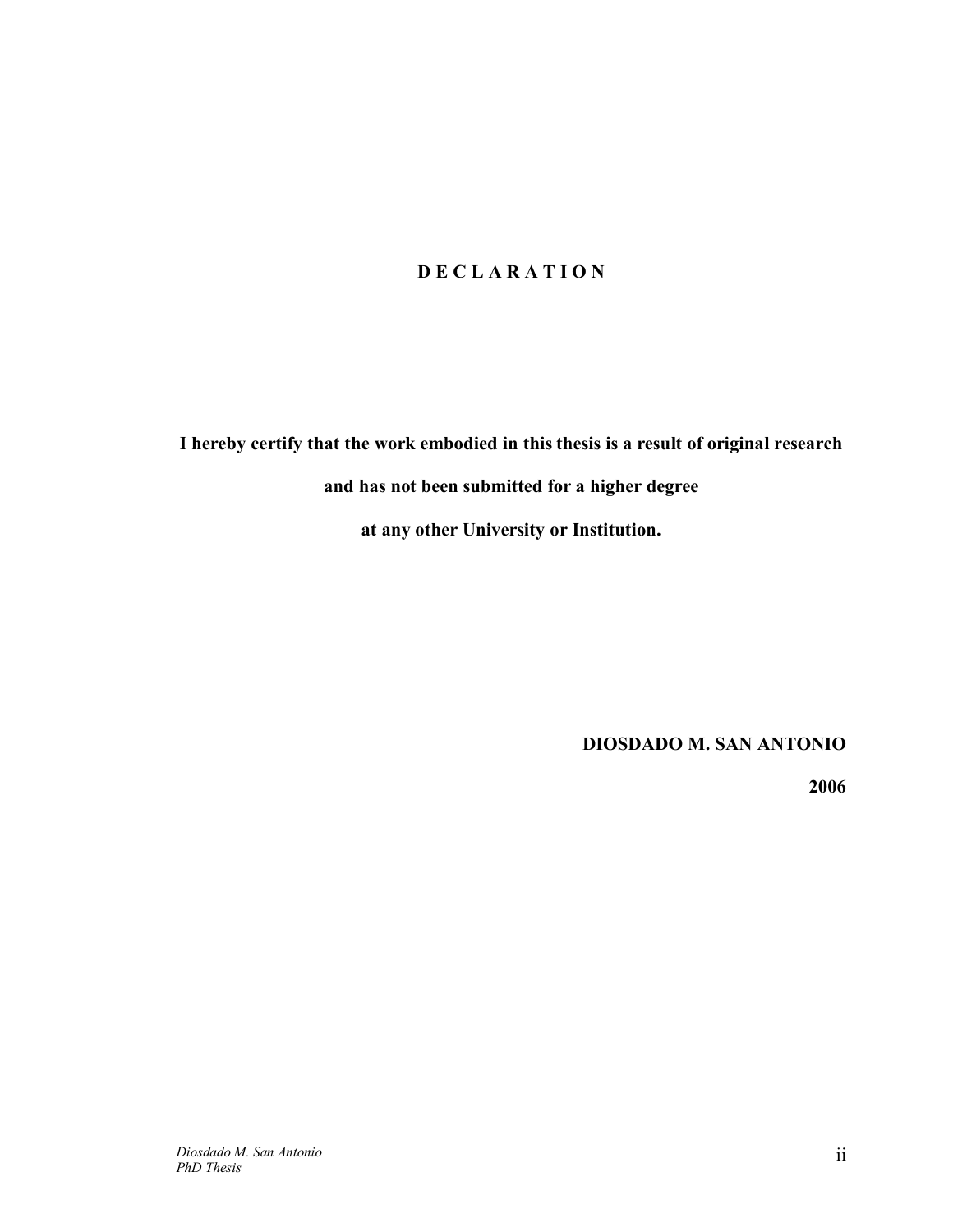# D E C L A R A T I O N

**I hereby certify that the work embodied in this thesis is a result of original research and has not been submitted for a higher degree at any other University or Institution.**

**DIOSDADO M. SAN ANTONIO**

**2006**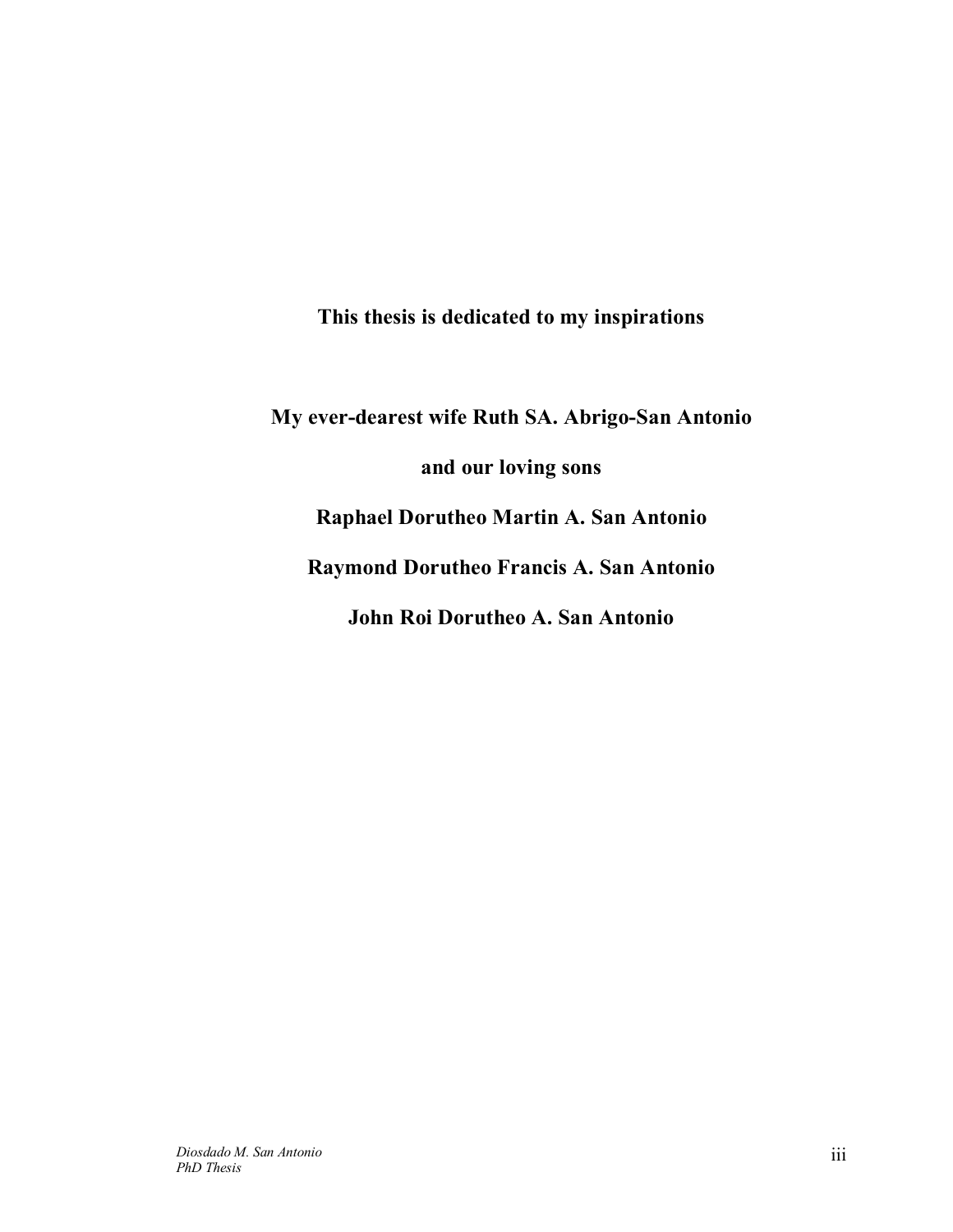**This thesis is dedicated to my inspirations**

**My ever-dearest wife Ruth SA. Abrigo-San Antonio**

**and our loving sons**

**Raphael Dorutheo Martin A. San Antonio**

**Raymond Dorutheo Francis A. San Antonio**

**John Roi Dorutheo A. San Antonio**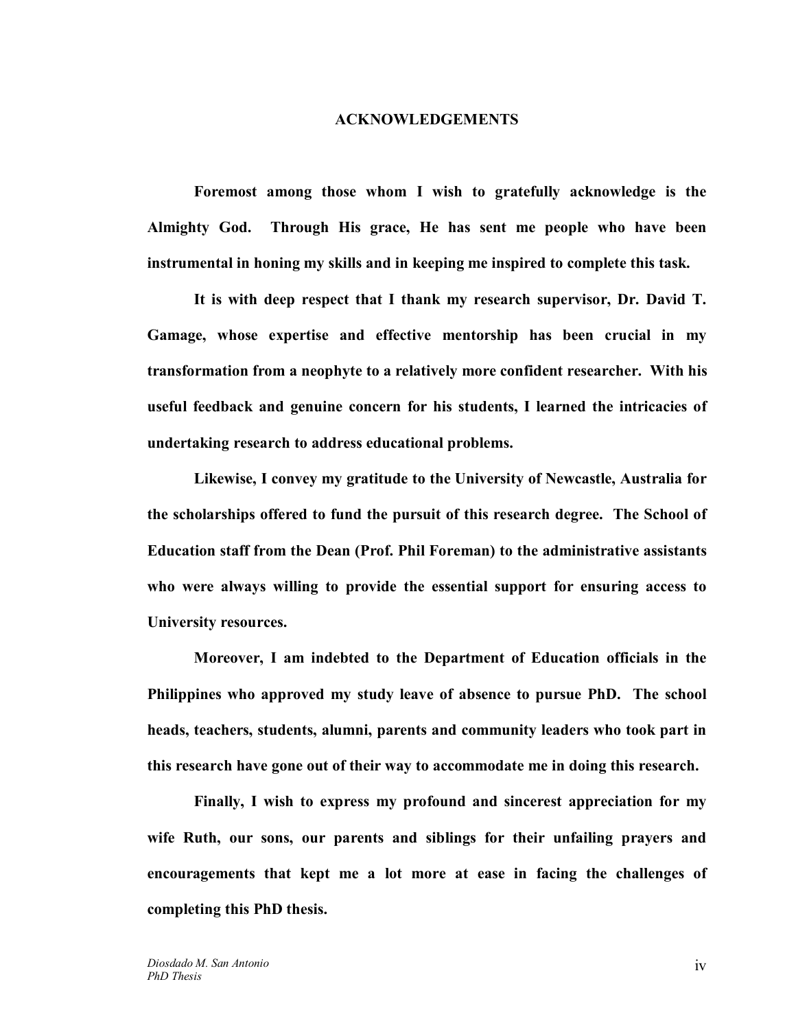# ACKNOWLEDGEMENTS

**Foremost among those whom I wish to gratefully acknowledge is the Almighty God. Through His grace, He has sent me people who have been instrumental in honing my skills and in keeping me inspired to complete this task.**

**It is with deep respect that I thank my research supervisor, Dr. David T. Gamage, whose expertise and effective mentorship has been crucial in my transformation from a neophyte to a relatively more confident researcher. With his useful feedback and genuine concern for his students, I learned the intricacies of undertaking research to address educational problems.**

**Likewise, I convey my gratitude to the University of Newcastle, Australia for the scholarships offered to fund the pursuit of this research degree. The School of Education staff from the Dean (Prof. Phil Foreman) to the administrative assistants who were always willing to provide the essential support for ensuring access to University resources.**

**Moreover, I am indebted to the Department of Education officials in the Philippines who approved my study leave of absence to pursue PhD. The school heads, teachers, students, alumni, parents and community leaders who took part in this research have gone out of their way to accommodate me in doing this research.**

**Finally, I wish to express my profound and sincerest appreciation for my wife Ruth, our sons, our parents and siblings for their unfailing prayers and encouragements that kept me a lot more at ease in facing the challenges of completing this PhD thesis.**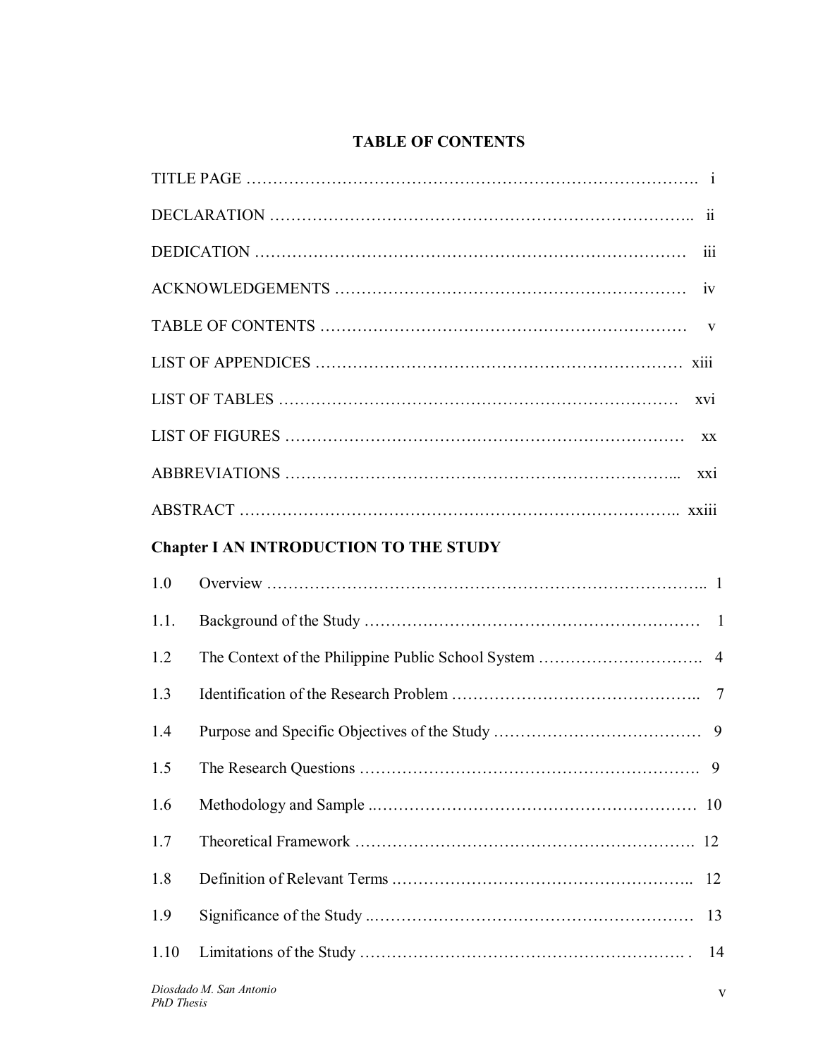# TABLE OF CONTENTS

TITLE PAGE ………………………………………………………………………. i

DECLARATION …………………………………………………………………….. ii

DEDICATION ……………………………………………………………………… iii

ACKNOWLEDGEMENTS ………………………………………………………… iv

TABLE OF CONTENTS …………………………………………………………… v

LIST OF APPENDICES …………………………………………………………… xiii

LIST OF TABLES ………………………………………………………………… xvi

LIST OF FIGURES ………………………………………………………………… xx

ABBREVIATIONS ………………………………………………………………... xxi

ABSTRACT ……………………………………………………………………….. xxiii

**Chapter I AN INTRODUCTION TO THE STUDY**

1.0 Overview ……………………………………………………………………….. 1

1.1. Background of the Study ……………………………………………………… 1

1.2 The Context of the Philippine Public School System ………………………….. 4

1.3 Identification of the Research Problem ……………………………………….. 7

1.4 Purpose and Specific Objectives of the Study ………………………………… 9

1.5 The Research Questions ………………………………………………………. 9

1.6 Methodology and Sample ..…………………………………………………… 10

1.7 Theoretical Framework ………………………………………………………. 12

1.8 Definition of Relevant Terms ………………………………………………… 12

1.9 Significance of the Study ..…………………………………………………… 13

1.10 Limitations of the Study …………………………………………………… . 14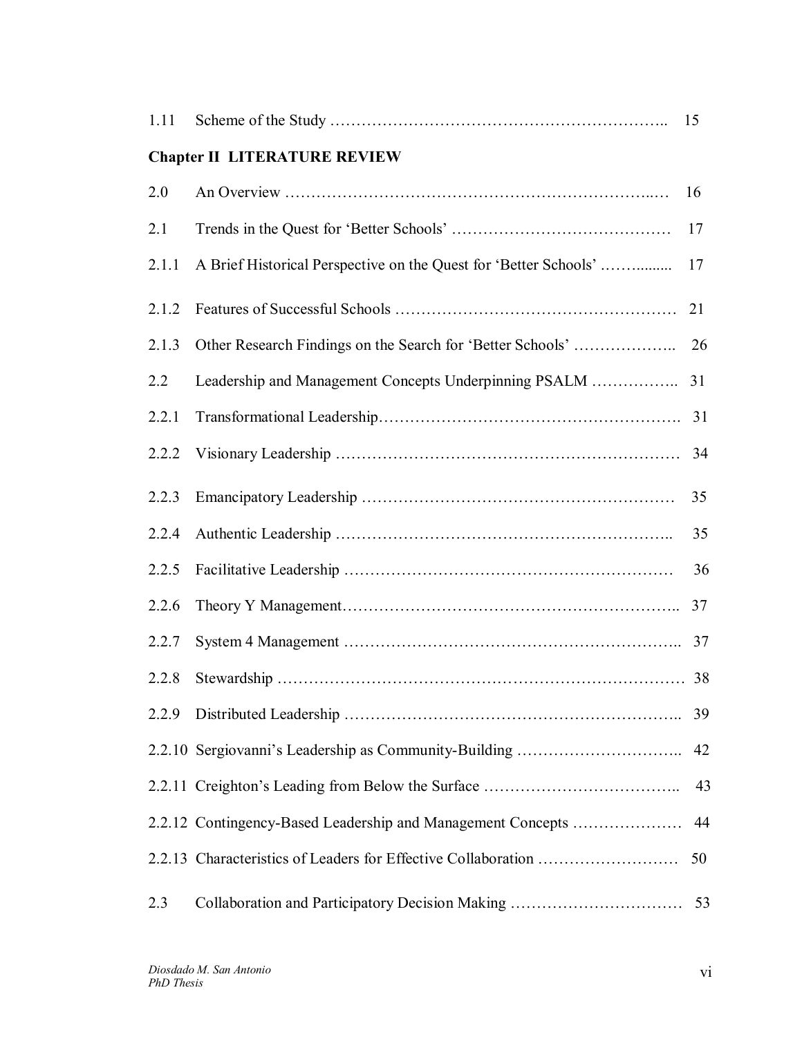1.11 Scheme of the Study ........................................................ 15

**Chapter II LITERATURE REVIEW**

2.0 An Overview ........................................................ 16

2.1 Trends in the Quest for 'Better Schools' ........................................................ 17

2.1.1 A Brief Historical Perspective on the Quest for 'Better Schools' ........................................................ 17

2.1.2 Features of Successful Schools ........................................................ 21

2.1.3 Other Research Findings on the Search for 'Better Schools' ........................................................ 26

2.2 Leadership and Management Concepts Underpinning PSALM ........................................................ 31

2.2.1 Transformational Leadership ........................................................ 31

2.2.2 Visionary Leadership ........................................................ 34

2.2.3 Emancipatory Leadership ........................................................ 35

2.2.4 Authentic Leadership ........................................................ 35

2.2.5 Facilitative Leadership ........................................................ 36

2.2.6 Theory Y Management ........................................................ 37

2.2.7 System 4 Management ........................................................ 37

2.2.8 Stewardship ........................................................ 38

2.2.9 Distributed Leadership ........................................................ 39

2.2.10 Sergiovanni's Leadership as Community-Building ........................................................ 42

2.2.11 Creighton's Leading from Below the Surface ........................................................ 43

2.2.12 Contingency-Based Leadership and Management Concepts ........................................................ 44

2.2.13 Characteristics of Leaders for Effective Collaboration ........................................................ 50

2.3 Collaboration and Participatory Decision Making ........................................................ 53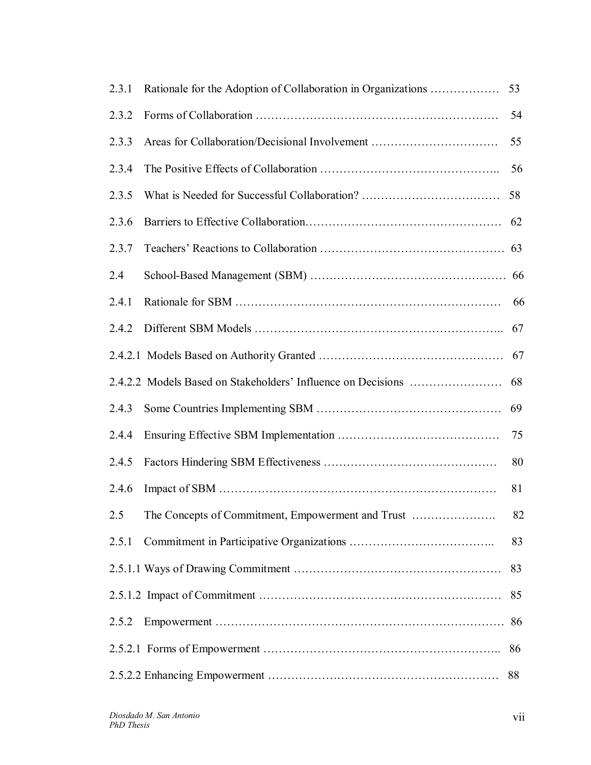2.3.1 Rationale for the Adoption of Collaboration in Organizations ……………… 53

2.3.2 Forms of Collaboration …………………………………………………… 54

2.3.3 Areas for Collaboration/Decisional Involvement …………………………… 55

2.3.4 The Positive Effects of Collaboration …………………………………….. 56

2.3.5 What is Needed for Successful Collaboration? ……………………………… 58

2.3.6 Barriers to Effective Collaboration…………………………………………… 62

2.3.7 Teachers' Reactions to Collaboration ………………………………………… 63

2.4 School-Based Management (SBM) …………………………………………… 66

2.4.1 Rationale for SBM ………………………………………………………… 66

2.4.2 Different SBM Models …………………………………………………….. 67

2.4.2.1 Models Based on Authority Granted ………………………………………… 67

2.4.2.2 Models Based on Stakeholders' Influence on Decisions …………………… 68

2.4.3 Some Countries Implementing SBM ………………………………………… 69

2.4.4 Ensuring Effective SBM Implementation …………………………………… 75

2.4.5 Factors Hindering SBM Effectiveness ……………………………………… 80

2.4.6 Impact of SBM …………………………………………………………… 81

2.5 The Concepts of Commitment, Empowerment and Trust …………………. 82

2.5.1 Commitment in Participative Organizations ……………………………….. 83

2.5.1.1 Ways of Drawing Commitment ……………………………………………… 83

2.5.1.2 Impact of Commitment ……………………………………………………… 85

2.5.2 Empowerment ……………………………………………………………… 86

2.5.2.1 Forms of Empowerment …………………………………………………….. 86

2.5.2.2 Enhancing Empowerment …………………………………………………… 88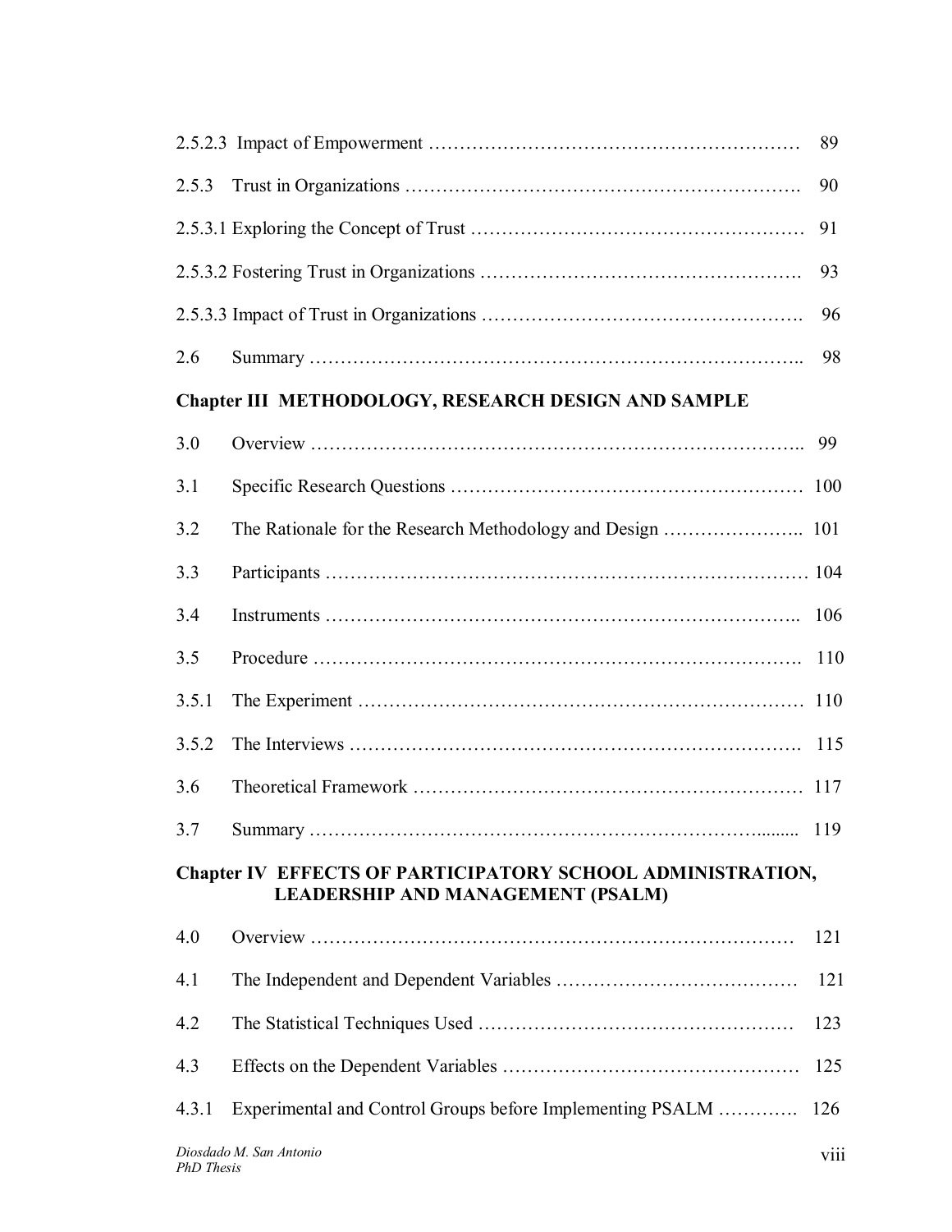2.5.2.3 Impact of Empowerment ………………………………………………… 89

2.5.3 Trust in Organizations ……………………………………………………. 90

2.5.3.1 Exploring the Concept of Trust …………………………………………… 91

2.5.3.2 Fostering Trust in Organizations …………………………………………. 93

2.5.3.3 Impact of Trust in Organizations …………………………………………. 96

2.6 Summary ………………………………………………………………….. 98

**Chapter III METHODOLOGY, RESEARCH DESIGN AND SAMPLE**

3.0 Overview ………………………………………………………………….. 99

3.1 Specific Research Questions ……………………………………………… 100

3.2 The Rationale for the Research Methodology and Design ………………….. 101

3.3 Participants ………………………………………………………………… 104

3.4 Instruments ……………………………………………………………….. 106

3.5 Procedure …………………………………………………………………. 110

3.5.1 The Experiment …………………………………………………………… 110

3.5.2 The Interviews ……………………………………………………………. 115

3.6 Theoretical Framework …………………………………………………… 117

3.7 Summary ……………………………………………………………......... 119

**Chapter IV EFFECTS OF PARTICIPATORY SCHOOL ADMINISTRATION, LEADERSHIP AND MANAGEMENT (PSALM)**

4.0 Overview …………………………………………………………………… 121

4.1 The Independent and Dependent Variables ………………………………… 121

4.2 The Statistical Techniques Used …………………………………………… 123

4.3 Effects on the Dependent Variables ……………………………………….. 125

4.3.1 Experimental and Control Groups before Implementing PSALM …………. 126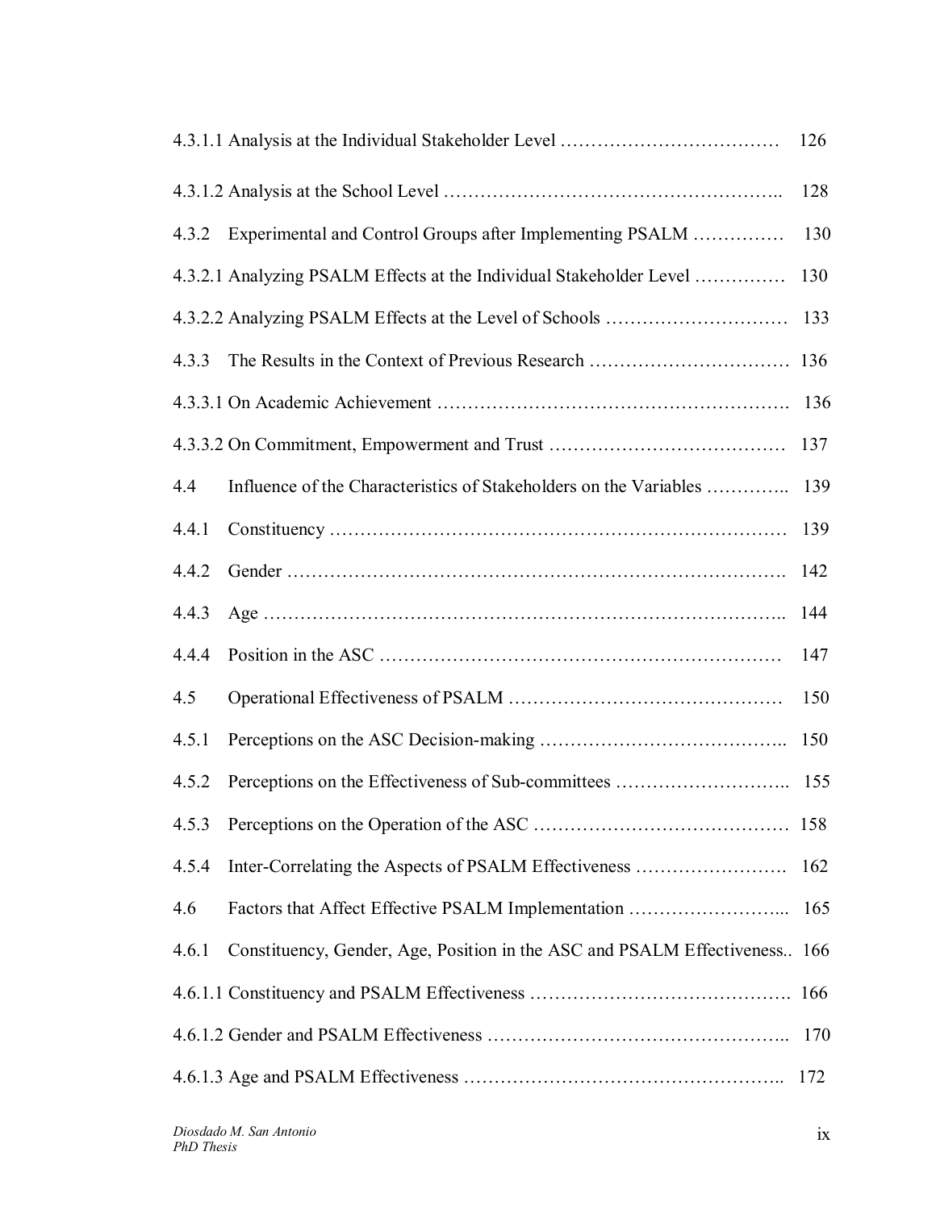4.3.1.1 Analysis at the Individual Stakeholder Level ……………………………… 126

4.3.1.2 Analysis at the School Level ……………………………………………….. 128

4.3.2 Experimental and Control Groups after Implementing PSALM …………… 130

4.3.2.1 Analyzing PSALM Effects at the Individual Stakeholder Level …………… 130

4.3.2.2 Analyzing PSALM Effects at the Level of Schools ………………………… 133

4.3.3 The Results in the Context of Previous Research …………………………… 136

4.3.3.1 On Academic Achievement …………………………………………………. 136

4.3.3.2 On Commitment, Empowerment and Trust ………………………………… 137

4.4 Influence of the Characteristics of Stakeholders on the Variables ………….. 139

4.4.1 Constituency ………………………………………………………………… 139

4.4.2 Gender ………………………………………………………………………. 142

4.4.3 Age ………………………………………………………………………….. 144

4.4.4 Position in the ASC ………………………………………………………… 147

4.5 Operational Effectiveness of PSALM ……………………………………… 150

4.5.1 Perceptions on the ASC Decision-making ………………………………….. 150

4.5.2 Perceptions on the Effectiveness of Sub-committees ……………………….. 155

4.5.3 Perceptions on the Operation of the ASC …………………………………… 158

4.5.4 Inter-Correlating the Aspects of PSALM Effectiveness ……………………. 162

4.6 Factors that Affect Effective PSALM Implementation ……………………... 165

4.6.1 Constituency, Gender, Age, Position in the ASC and PSALM Effectiveness.. 166

4.6.1.1 Constituency and PSALM Effectiveness ……………………………………. 166

4.6.1.2 Gender and PSALM Effectiveness ………………………………………….. 170

4.6.1.3 Age and PSALM Effectiveness …………………………………………….. 172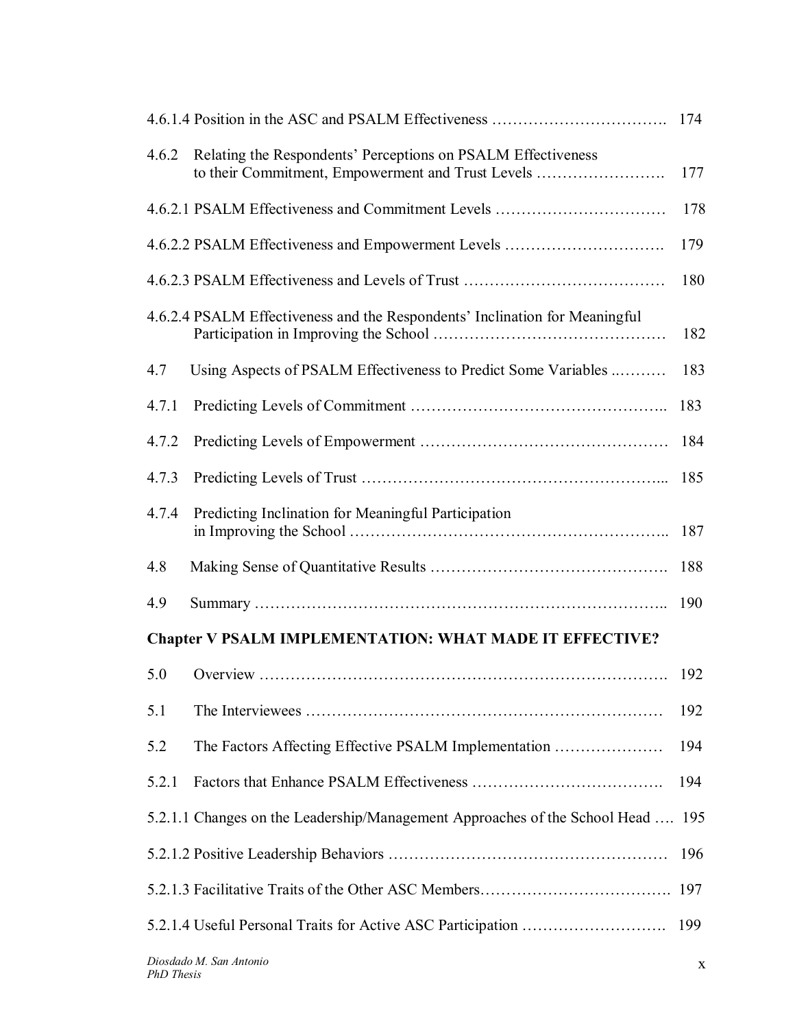4.6.1.4 Position in the ASC and PSALM Effectiveness ……………………………. 174

4.6.2 Relating the Respondents' Perceptions on PSALM Effectiveness to their Commitment, Empowerment and Trust Levels ……………………. 177

4.6.2.1 PSALM Effectiveness and Commitment Levels …………………………… 178

4.6.2.2 PSALM Effectiveness and Empowerment Levels …………………………. 179

4.6.2.3 PSALM Effectiveness and Levels of Trust ………………………………… 180

4.6.2.4 PSALM Effectiveness and the Respondents' Inclination for Meaningful Participation in Improving the School ……………………………………… 182

4.7 Using Aspects of PSALM Effectiveness to Predict Some Variables ..……… 183

4.7.1 Predicting Levels of Commitment ………………………………………….. 183

4.7.2 Predicting Levels of Empowerment ………………………………………… 184

4.7.3 Predicting Levels of Trust …………………………………………………... 185

4.7.4 Predicting Inclination for Meaningful Participation in Improving the School …………………………………………………….. 187

4.8 Making Sense of Quantitative Results ………………………………………. 188

4.9 Summary ……………………………………………………………………….. 190

**Chapter V PSALM IMPLEMENTATION: WHAT MADE IT EFFECTIVE?**

5.0 Overview ………………………………………………………………………. 192

5.1 The Interviewees …………………………………………………………… 192

5.2 The Factors Affecting Effective PSALM Implementation ………………… 194

5.2.1 Factors that Enhance PSALM Effectiveness ………………………………. 194

5.2.1.1 Changes on the Leadership/Management Approaches of the School Head …. 195

5.2.1.2 Positive Leadership Behaviors ……………………………………………… 196

5.2.1.3 Facilitative Traits of the Other ASC Members………………………………. 197

5.2.1.4 Useful Personal Traits for Active ASC Participation ………………………. 199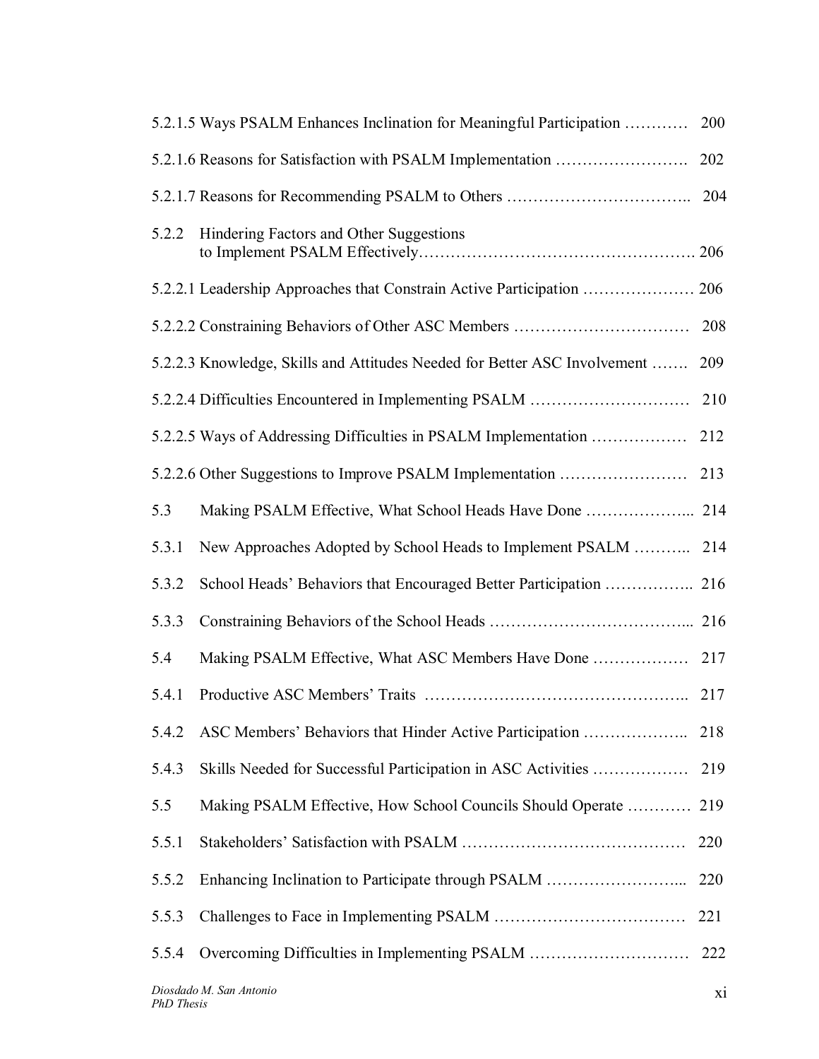5.2.1.5 Ways PSALM Enhances Inclination for Meaningful Participation ………… 200

5.2.1.6 Reasons for Satisfaction with PSALM Implementation ……………………. 202

5.2.1.7 Reasons for Recommending PSALM to Others …………………………….. 204

5.2.2 Hindering Factors and Other Suggestions to Implement PSALM Effectively……………………………………………. 206

5.2.2.1 Leadership Approaches that Constrain Active Participation ………………… 206

5.2.2.2 Constraining Behaviors of Other ASC Members …………………………… 208

5.2.2.3 Knowledge, Skills and Attitudes Needed for Better ASC Involvement ……. 209

5.2.2.4 Difficulties Encountered in Implementing PSALM ………………………… 210

5.2.2.5 Ways of Addressing Difficulties in PSALM Implementation ……………… 212

5.2.2.6 Other Suggestions to Improve PSALM Implementation …………………… 213

5.3 Making PSALM Effective, What School Heads Have Done ………………... 214

5.3.1 New Approaches Adopted by School Heads to Implement PSALM ……….. 214

5.3.2 School Heads' Behaviors that Encouraged Better Participation …………….. 216

5.3.3 Constraining Behaviors of the School Heads ………………………………... 216

5.4 Making PSALM Effective, What ASC Members Have Done ……………… 217

5.4.1 Productive ASC Members' Traits ……………………………………….. 217

5.4.2 ASC Members' Behaviors that Hinder Active Participation ……………….. 218

5.4.3 Skills Needed for Successful Participation in ASC Activities ……………… 219

5.5 Making PSALM Effective, How School Councils Should Operate ………… 219

5.5.1 Stakeholders' Satisfaction with PSALM …………………………………… 220

5.5.2 Enhancing Inclination to Participate through PSALM ……………………... 220

5.5.3 Challenges to Face in Implementing PSALM ……………………………… 221

5.5.4 Overcoming Difficulties in Implementing PSALM ………………………… 222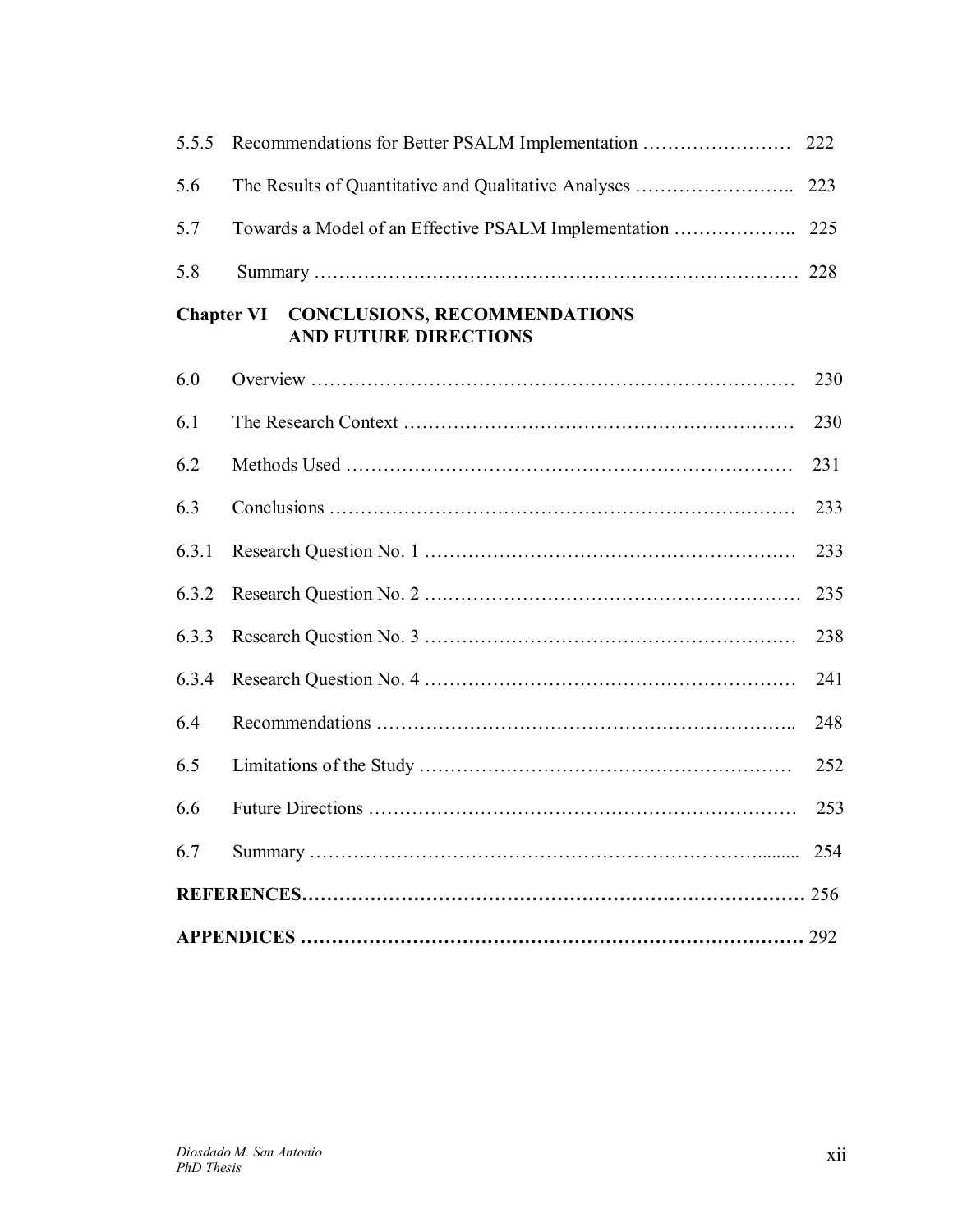| | | |
|---|---|---|
| 5.5.5 | Recommendations for Better PSALM Implementation ……………………. | 222 |
| 5.6 | The Results of Quantitative and Qualitative Analyses …………………….. | 223 |
| 5.7 | Towards a Model of an Effective PSALM Implementation ……………….. | 225 |
| 5.8 | Summary ………………………………………………………………… | 228 |

**Chapter VI CONCLUSIONS, RECOMMENDATIONS AND FUTURE DIRECTIONS**

| | | |
|---|---|---|
| 6.0 | Overview ………………………………………………………………… | 230 |
| 6.1 | The Research Context …………………………………………………… | 230 |
| 6.2 | Methods Used …………………………………………………………… | 231 |
| 6.3 | Conclusions ……………………………………………………………… | 233 |
| 6.3.1 | Research Question No. 1 ………………………………………………… | 233 |
| 6.3.2 | Research Question No. 2 ………………………………………………… | 235 |
| 6.3.3 | Research Question No. 3 ………………………………………………… | 238 |
| 6.3.4 | Research Question No. 4 ………………………………………………… | 241 |
| 6.4 | Recommendations ……………………………………………………….. | 248 |
| 6.5 | Limitations of the Study ………………………………………………… | 252 |
| 6.6 | Future Directions ………………………………………………………… | 253 |
| 6.7 | Summary ……………………………………………………………......... | 254 |

**REFERENCES**…………………………………………………………………… 256

**APPENDICES** …………………………………………………………………… 292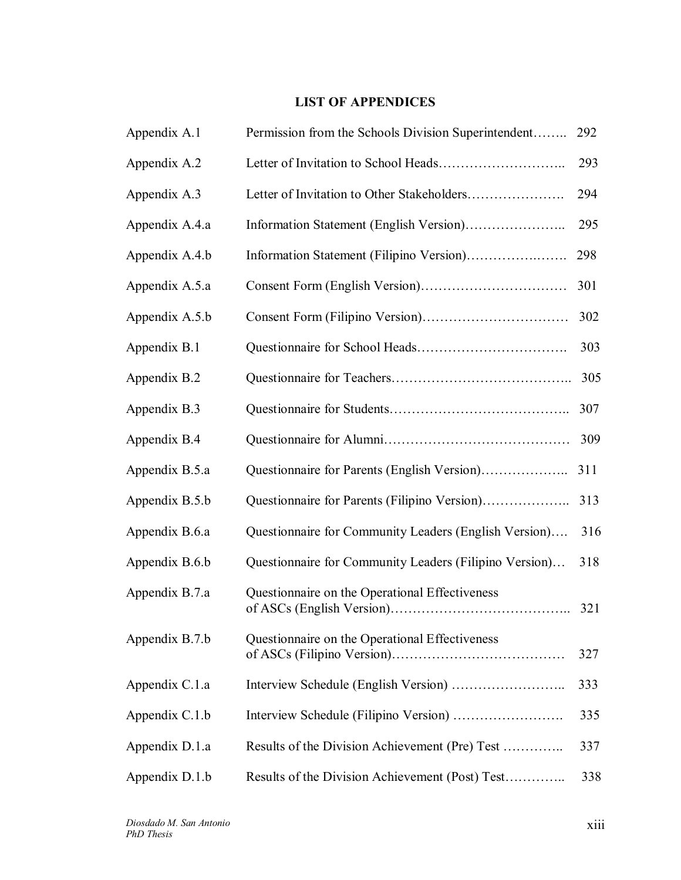## LIST OF APPENDICES

| | | |
|---|---|---|
| Appendix A.1 | Permission from the Schools Division Superintendent…….. | 292 |
| Appendix A.2 | Letter of Invitation to School Heads……………………….. | 293 |
| Appendix A.3 | Letter of Invitation to Other Stakeholders…………………. | 294 |
| Appendix A.4.a | Information Statement (English Version)………………….. | 295 |
| Appendix A.4.b | Information Statement (Filipino Version)……………….……. | 298 |
| Appendix A.5.a | Consent Form (English Version)…………………………… | 301 |
| Appendix A.5.b | Consent Form (Filipino Version)…………………………… | 302 |
| Appendix B.1 | Questionnaire for School Heads……………………………. | 303 |
| Appendix B.2 | Questionnaire for Teachers……………………………….. | 305 |
| Appendix B.3 | Questionnaire for Students………………………………….. | 307 |
| Appendix B.4 | Questionnaire for Alumni…………………………………… | 309 |
| Appendix B.5.a | Questionnaire for Parents (English Version)……………….. | 311 |
| Appendix B.5.b | Questionnaire for Parents (Filipino Version)……………….. | 313 |
| Appendix B.6.a | Questionnaire for Community Leaders (English Version)…. | 316 |
| Appendix B.6.b | Questionnaire for Community Leaders (Filipino Version)… | 318 |
| Appendix B.7.a | Questionnaire on the Operational Effectiveness of ASCs (English Version)……………………………….. | 321 |
| Appendix B.7.b | Questionnaire on the Operational Effectiveness of ASCs (Filipino Version)………………………………… | 327 |
| Appendix C.1.a | Interview Schedule (English Version) …………………….. | 333 |
| Appendix C.1.b | Interview Schedule (Filipino Version) ……………………. | 335 |
| Appendix D.1.a | Results of the Division Achievement (Pre) Test ………….. | 337 |
| Appendix D.1.b | Results of the Division Achievement (Post) Test………….. | 338 |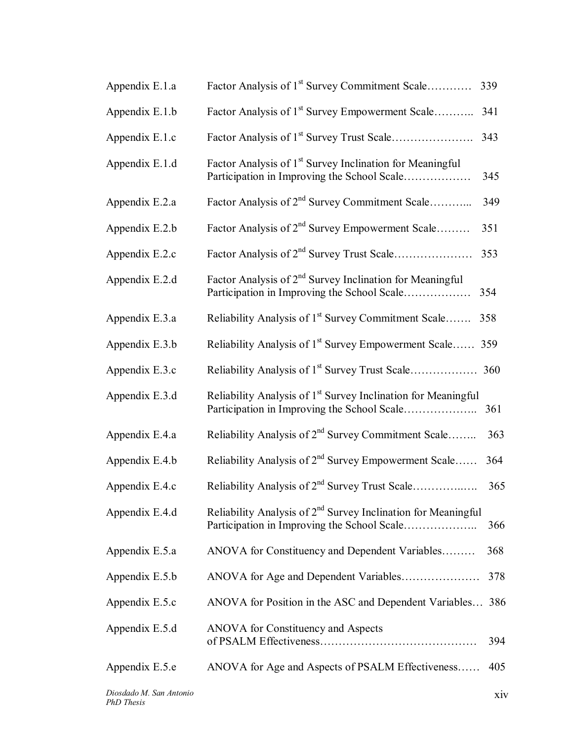| | | |
|---|---|---|
| Appendix E.1.a | Factor Analysis of 1st Survey Commitment Scale………… | 339 |
| Appendix E.1.b | Factor Analysis of 1st Survey Empowerment Scale……….. | 341 |
| Appendix E.1.c | Factor Analysis of 1st Survey Trust Scale…………………. | 343 |
| Appendix E.1.d | Factor Analysis of 1st Survey Inclination for Meaningful Participation in Improving the School Scale……………… | 345 |
| Appendix E.2.a | Factor Analysis of 2nd Survey Commitment Scale………... | 349 |
| Appendix E.2.b | Factor Analysis of 2nd Survey Empowerment Scale……… | 351 |
| Appendix E.2.c | Factor Analysis of 2nd Survey Trust Scale………………… | 353 |
| Appendix E.2.d | Factor Analysis of 2nd Survey Inclination for Meaningful Participation in Improving the School Scale……………… | 354 |
| Appendix E.3.a | Reliability Analysis of 1st Survey Commitment Scale……. | 358 |
| Appendix E.3.b | Reliability Analysis of 1st Survey Empowerment Scale…… | 359 |
| Appendix E.3.c | Reliability Analysis of 1st Survey Trust Scale……………… | 360 |
| Appendix E.3.d | Reliability Analysis of 1st Survey Inclination for Meaningful Participation in Improving the School Scale……………….. | 361 |
| Appendix E.4.a | Reliability Analysis of 2nd Survey Commitment Scale…….. | 363 |
| Appendix E.4.b | Reliability Analysis of 2nd Survey Empowerment Scale…… | 364 |
| Appendix E.4.c | Reliability Analysis of 2nd Survey Trust Scale…………..…. | 365 |
| Appendix E.4.d | Reliability Analysis of 2nd Survey Inclination for Meaningful Participation in Improving the School Scale……………….. | 366 |
| Appendix E.5.a | ANOVA for Constituency and Dependent Variables……… | 368 |
| Appendix E.5.b | ANOVA for Age and Dependent Variables………………… | 378 |
| Appendix E.5.c | ANOVA for Position in the ASC and Dependent Variables… | 386 |
| Appendix E.5.d | ANOVA for Constituency and Aspects of PSALM Effectiveness…………………………………… | 394 |
| Appendix E.5.e | ANOVA for Age and Aspects of PSALM Effectiveness…… | 405 |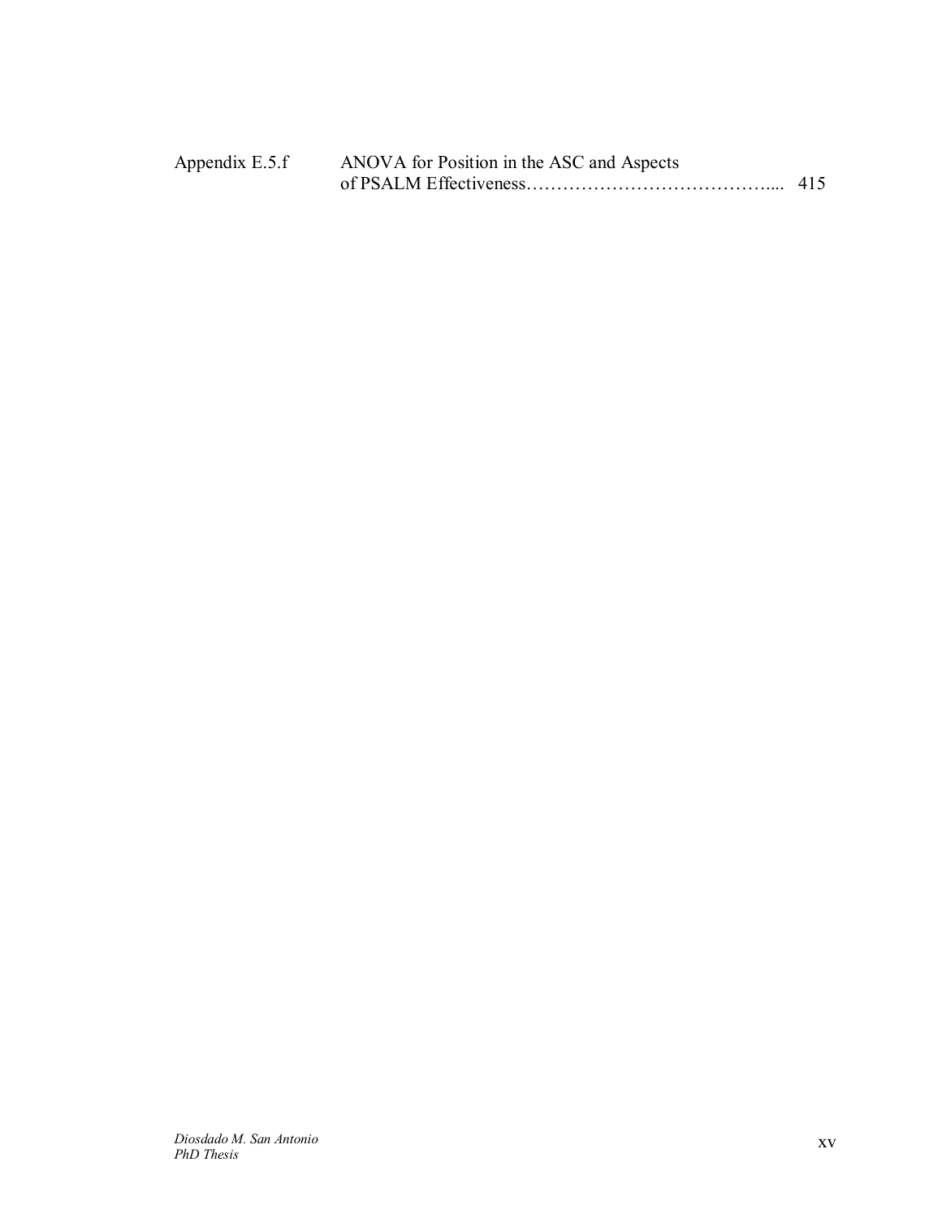| | | |
|---|---|---|
| Appendix E.5.f | ANOVA for Position in the ASC and Aspects of PSALM Effectiveness……………………………….... | 415 |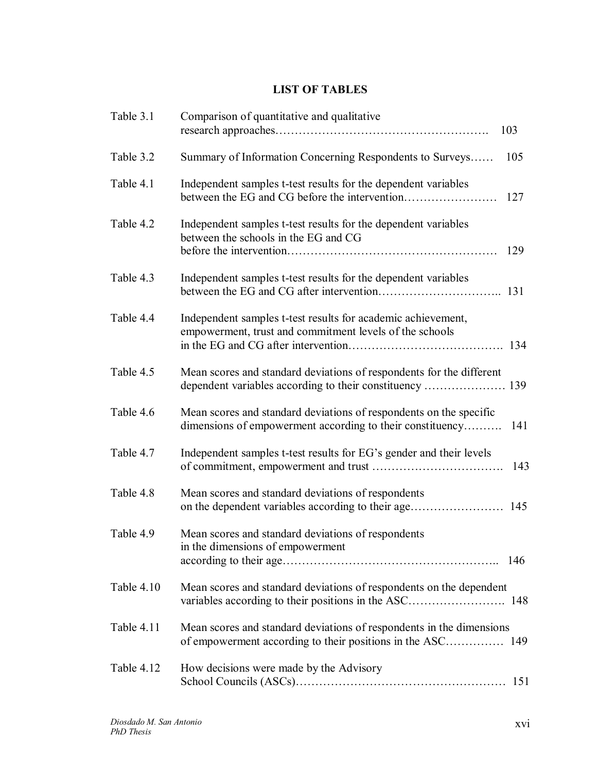## LIST OF TABLES

| | | |
|---|---|---|
| Table 3.1 | Comparison of quantitative and qualitative research approaches | 103 |
| Table 3.2 | Summary of Information Concerning Respondents to Surveys | 105 |
| Table 4.1 | Independent samples t-test results for the dependent variables between the EG and CG before the intervention | 127 |
| Table 4.2 | Independent samples t-test results for the dependent variables between the schools in the EG and CG before the intervention | 129 |
| Table 4.3 | Independent samples t-test results for the dependent variables between the EG and CG after intervention | 131 |
| Table 4.4 | Independent samples t-test results for academic achievement, empowerment, trust and commitment levels of the schools in the EG and CG after intervention | 134 |
| Table 4.5 | Mean scores and standard deviations of respondents for the different dependent variables according to their constituency | 139 |
| Table 4.6 | Mean scores and standard deviations of respondents on the specific dimensions of empowerment according to their constituency | 141 |
| Table 4.7 | Independent samples t-test results for EG's gender and their levels of commitment, empowerment and trust | 143 |
| Table 4.8 | Mean scores and standard deviations of respondents on the dependent variables according to their age | 145 |
| Table 4.9 | Mean scores and standard deviations of respondents in the dimensions of empowerment according to their age | 146 |
| Table 4.10 | Mean scores and standard deviations of respondents on the dependent variables according to their positions in the ASC | 148 |
| Table 4.11 | Mean scores and standard deviations of respondents in the dimensions of empowerment according to their positions in the ASC | 149 |
| Table 4.12 | How decisions were made by the Advisory School Councils (ASCs) | 151 |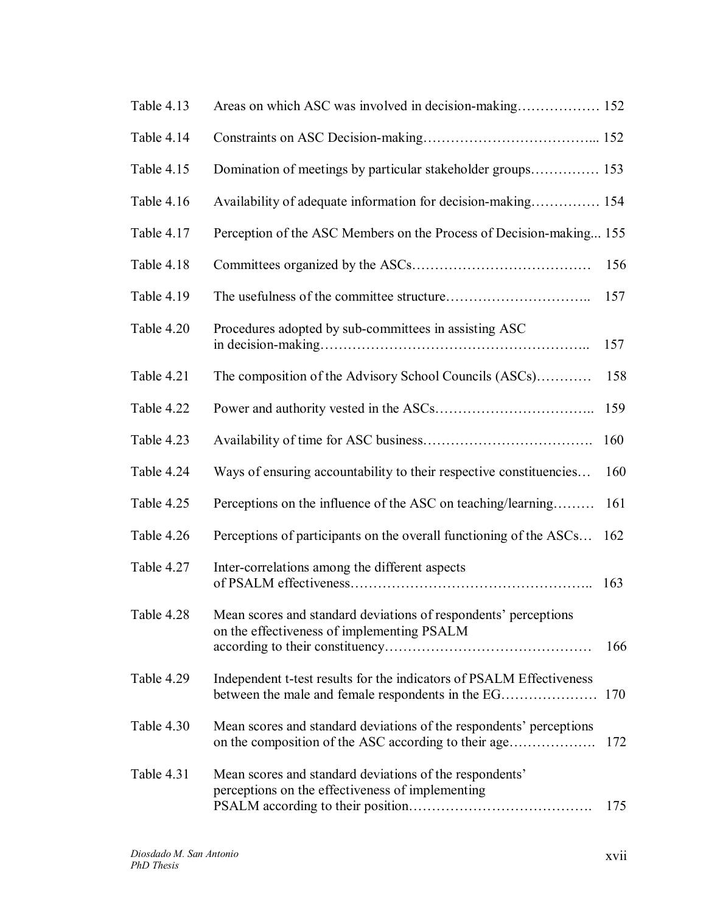| | | |
|---|---|---|
| Table 4.13 | Areas on which ASC was involved in decision-making | 152 |
| Table 4.14 | Constraints on ASC Decision-making | 152 |
| Table 4.15 | Domination of meetings by particular stakeholder groups | 153 |
| Table 4.16 | Availability of adequate information for decision-making | 154 |
| Table 4.17 | Perception of the ASC Members on the Process of Decision-making | 155 |
| Table 4.18 | Committees organized by the ASCs | 156 |
| Table 4.19 | The usefulness of the committee structure | 157 |
| Table 4.20 | Procedures adopted by sub-committees in assisting ASC in decision-making | 157 |
| Table 4.21 | The composition of the Advisory School Councils (ASCs) | 158 |
| Table 4.22 | Power and authority vested in the ASCs | 159 |
| Table 4.23 | Availability of time for ASC business | 160 |
| Table 4.24 | Ways of ensuring accountability to their respective constituencies | 160 |
| Table 4.25 | Perceptions on the influence of the ASC on teaching/learning | 161 |
| Table 4.26 | Perceptions of participants on the overall functioning of the ASCs | 162 |
| Table 4.27 | Inter-correlations among the different aspects of PSALM effectiveness | 163 |
| Table 4.28 | Mean scores and standard deviations of respondents' perceptions on the effectiveness of implementing PSALM according to their constituency | 166 |
| Table 4.29 | Independent t-test results for the indicators of PSALM Effectiveness between the male and female respondents in the EG | 170 |
| Table 4.30 | Mean scores and standard deviations of the respondents' perceptions on the composition of the ASC according to their age | 172 |
| Table 4.31 | Mean scores and standard deviations of the respondents' perceptions on the effectiveness of implementing PSALM according to their position | 175 |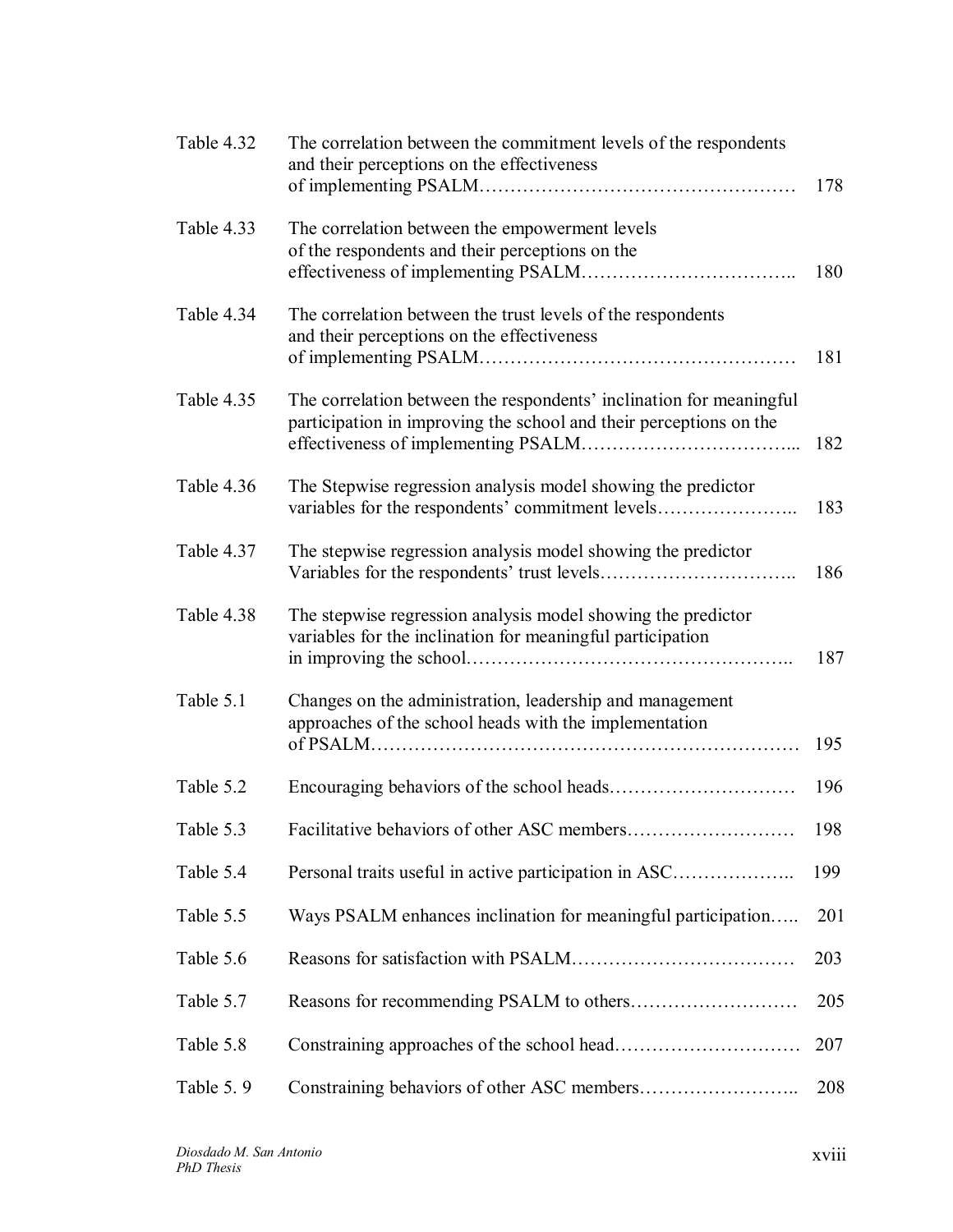| | | |
|---|---|---|
| Table 4.32 | The correlation between the commitment levels of the respondents and their perceptions on the effectiveness of implementing PSALM………………………………………… | 178 |
| Table 4.33 | The correlation between the empowerment levels of the respondents and their perceptions on the effectiveness of implementing PSALM…………………………….. | 180 |
| Table 4.34 | The correlation between the trust levels of the respondents and their perceptions on the effectiveness of implementing PSALM………………………………………… | 181 |
| Table 4.35 | The correlation between the respondents' inclination for meaningful participation in improving the school and their perceptions on the effectiveness of implementing PSALM…………………………... | 182 |
| Table 4.36 | The Stepwise regression analysis model showing the predictor variables for the respondents' commitment levels………………….. | 183 |
| Table 4.37 | The stepwise regression analysis model showing the predictor Variables for the respondents' trust levels………………………….. | 186 |
| Table 4.38 | The stepwise regression analysis model showing the predictor variables for the inclination for meaningful participation in improving the school…………………………………………….. | 187 |
| Table 5.1 | Changes on the administration, leadership and management approaches of the school heads with the implementation of PSALM………………………………………………………… | 195 |
| Table 5.2 | Encouraging behaviors of the school heads………………………… | 196 |
| Table 5.3 | Facilitative behaviors of other ASC members……………………… | 198 |
| Table 5.4 | Personal traits useful in active participation in ASC……………….. | 199 |
| Table 5.5 | Ways PSALM enhances inclination for meaningful participation….. | 201 |
| Table 5.6 | Reasons for satisfaction with PSALM……………………………… | 203 |
| Table 5.7 | Reasons for recommending PSALM to others……………………… | 205 |
| Table 5.8 | Constraining approaches of the school head………………………… | 207 |
| Table 5. 9 | Constraining behaviors of other ASC members…………………….. | 208 |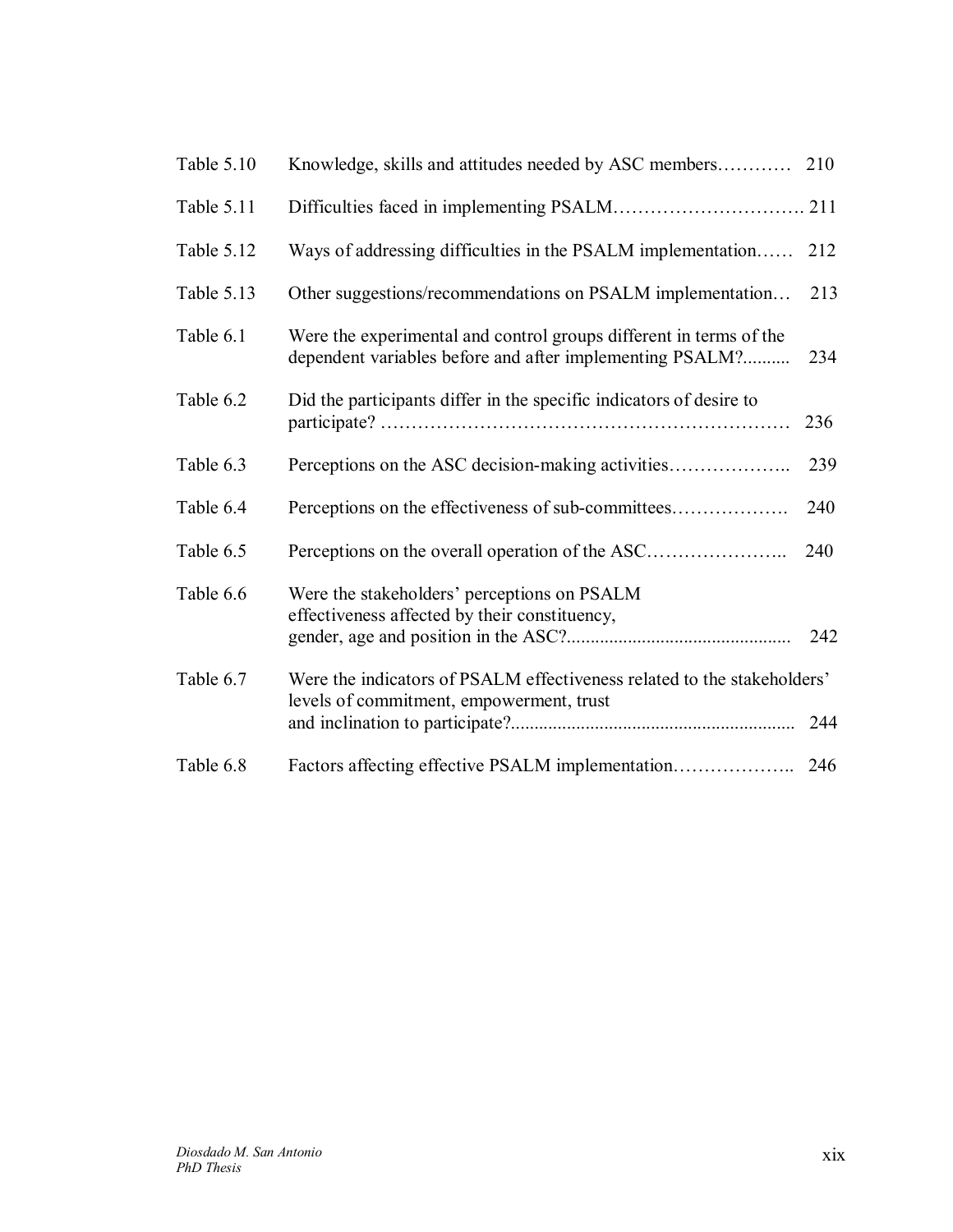| | | |
|---|---|---|
| Table 5.10 | Knowledge, skills and attitudes needed by ASC members………… | 210 |
| Table 5.11 | Difficulties faced in implementing PSALM…………………………. | 211 |
| Table 5.12 | Ways of addressing difficulties in the PSALM implementation…… | 212 |
| Table 5.13 | Other suggestions/recommendations on PSALM implementation… | 213 |
| Table 6.1 | Were the experimental and control groups different in terms of the dependent variables before and after implementing PSALM?.......... | 234 |
| Table 6.2 | Did the participants differ in the specific indicators of desire to participate? ………………………………………………………… | 236 |
| Table 6.3 | Perceptions on the ASC decision-making activities……………….. | 239 |
| Table 6.4 | Perceptions on the effectiveness of sub-committees………………. | 240 |
| Table 6.5 | Perceptions on the overall operation of the ASC………………….. | 240 |
| Table 6.6 | Were the stakeholders' perceptions on PSALM effectiveness affected by their constituency, gender, age and position in the ASC?............................................... | 242 |
| Table 6.7 | Were the indicators of PSALM effectiveness related to the stakeholders' levels of commitment, empowerment, trust and inclination to participate?........................................................... | 244 |
| Table 6.8 | Factors affecting effective PSALM implementation……………….. | 246 |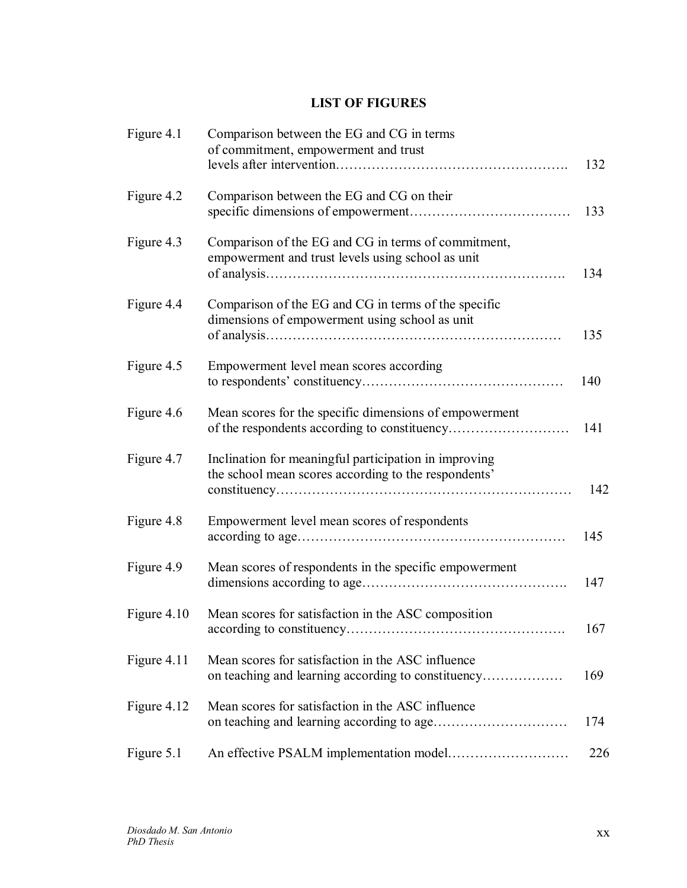## LIST OF FIGURES

| | | |
|---|---|---|
| Figure 4.1 | Comparison between the EG and CG in terms of commitment, empowerment and trust levels after intervention | 132 |
| Figure 4.2 | Comparison between the EG and CG on their specific dimensions of empowerment | 133 |
| Figure 4.3 | Comparison of the EG and CG in terms of commitment, empowerment and trust levels using school as unit of analysis | 134 |
| Figure 4.4 | Comparison of the EG and CG in terms of the specific dimensions of empowerment using school as unit of analysis | 135 |
| Figure 4.5 | Empowerment level mean scores according to respondents' constituency | 140 |
| Figure 4.6 | Mean scores for the specific dimensions of empowerment of the respondents according to constituency | 141 |
| Figure 4.7 | Inclination for meaningful participation in improving the school mean scores according to the respondents' constituency | 142 |
| Figure 4.8 | Empowerment level mean scores of respondents according to age | 145 |
| Figure 4.9 | Mean scores of respondents in the specific empowerment dimensions according to age | 147 |
| Figure 4.10 | Mean scores for satisfaction in the ASC composition according to constituency | 167 |
| Figure 4.11 | Mean scores for satisfaction in the ASC influence on teaching and learning according to constituency | 169 |
| Figure 4.12 | Mean scores for satisfaction in the ASC influence on teaching and learning according to age | 174 |
| Figure 5.1 | An effective PSALM implementation model | 226 |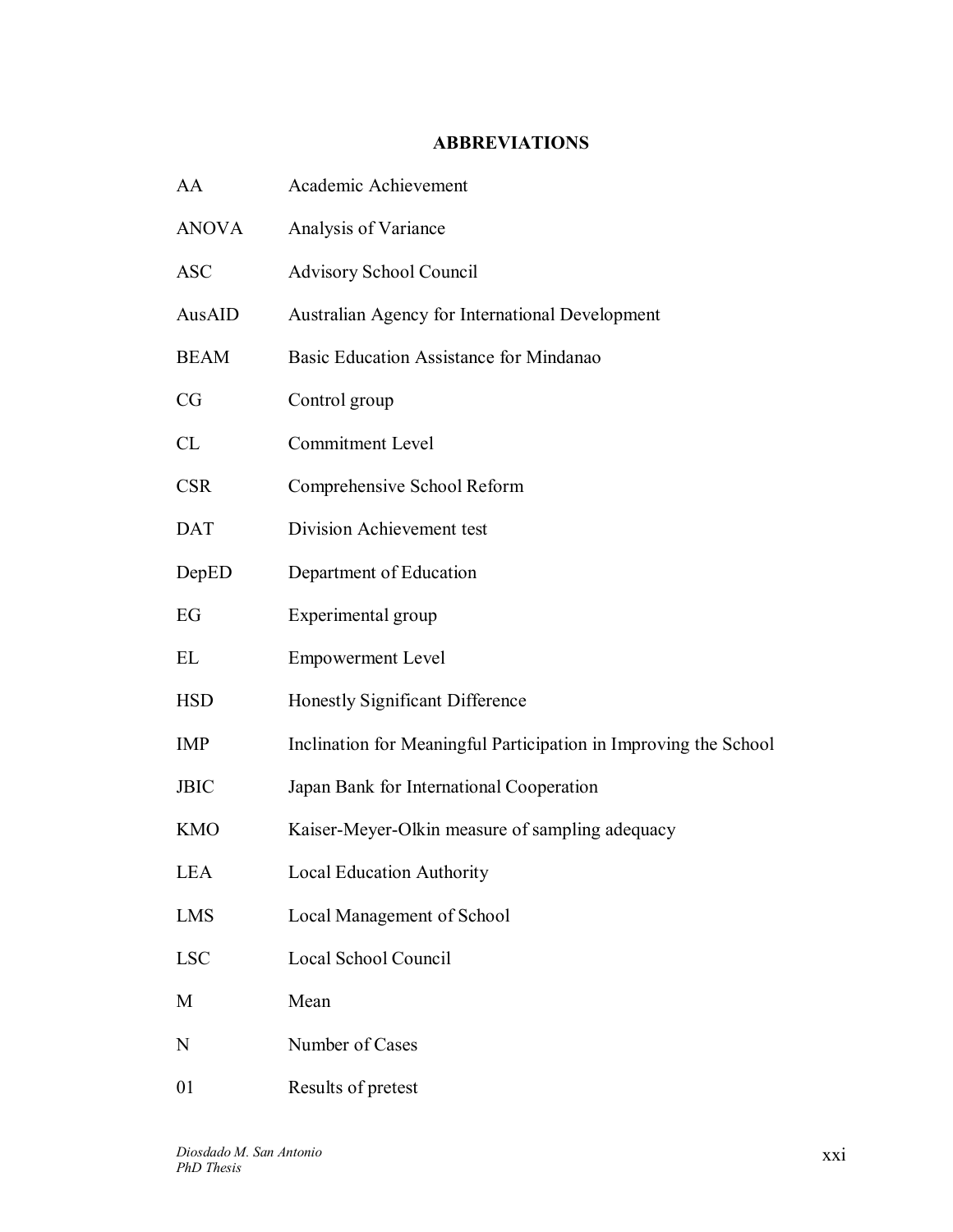## ABBREVIATIONS

| | |
|---|---|
| AA | Academic Achievement |
| ANOVA | Analysis of Variance |
| ASC | Advisory School Council |
| AusAID | Australian Agency for International Development |
| BEAM | Basic Education Assistance for Mindanao |
| CG | Control group |
| CL | Commitment Level |
| CSR | Comprehensive School Reform |
| DAT | Division Achievement test |
| DepED | Department of Education |
| EG | Experimental group |
| EL | Empowerment Level |
| HSD | Honestly Significant Difference |
| IMP | Inclination for Meaningful Participation in Improving the School |
| JBIC | Japan Bank for International Cooperation |
| KMO | Kaiser-Meyer-Olkin measure of sampling adequacy |
| LEA | Local Education Authority |
| LMS | Local Management of School |
| LSC | Local School Council |
| M | Mean |
| N | Number of Cases |
| 01 | Results of pretest |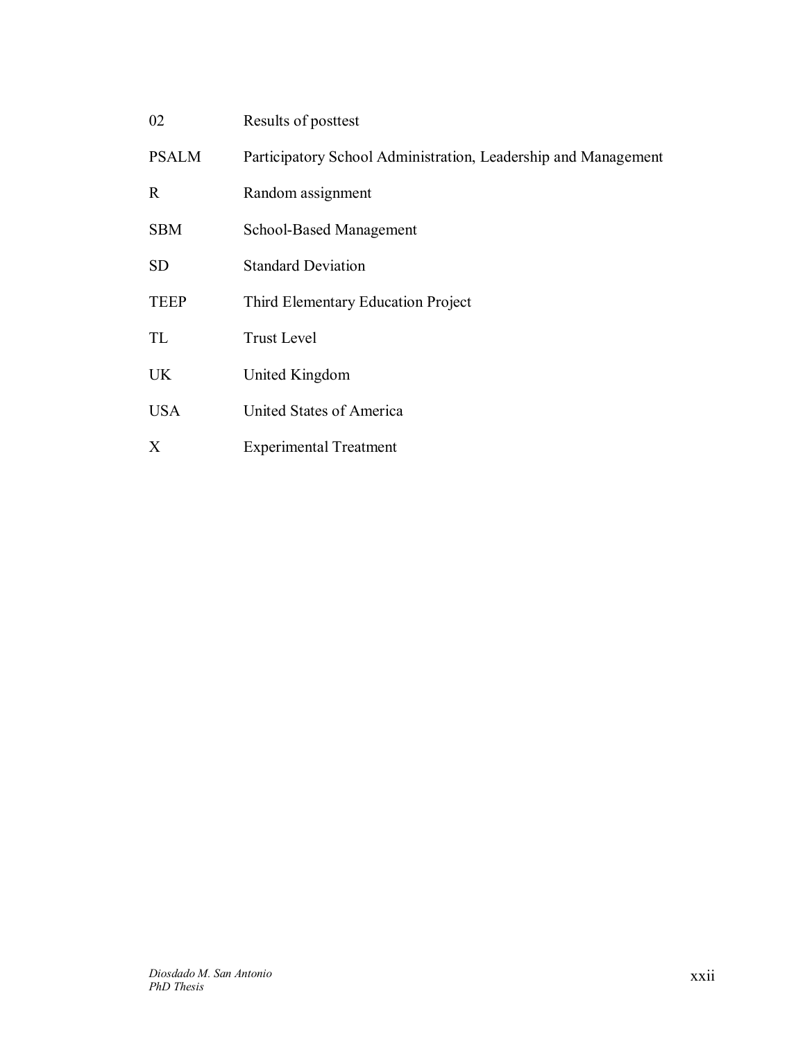| | |
|---|---|
| 02 | Results of posttest |
| PSALM | Participatory School Administration, Leadership and Management |
| R | Random assignment |
| SBM | School-Based Management |
| SD | Standard Deviation |
| TEEP | Third Elementary Education Project |
| TL | Trust Level |
| UK | United Kingdom |
| USA | United States of America |
| X | Experimental Treatment |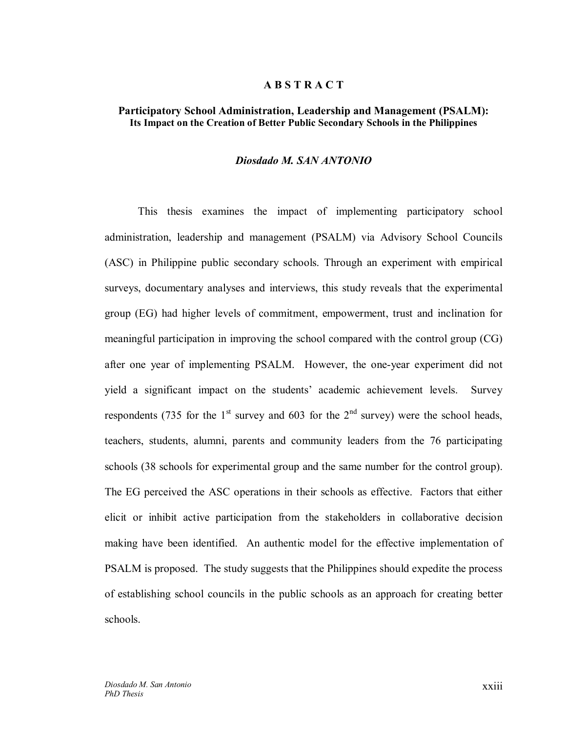# A B S T R A C T

## Participatory School Administration, Leadership and Management (PSALM): Its Impact on the Creation of Better Public Secondary Schools in the Philippines

***Diosdado M. SAN ANTONIO***

This thesis examines the impact of implementing participatory school administration, leadership and management (PSALM) via Advisory School Councils (ASC) in Philippine public secondary schools. Through an experiment with empirical surveys, documentary analyses and interviews, this study reveals that the experimental group (EG) had higher levels of commitment, empowerment, trust and inclination for meaningful participation in improving the school compared with the control group (CG) after one year of implementing PSALM. However, the one-year experiment did not yield a significant impact on the students' academic achievement levels. Survey respondents (735 for the 1st survey and 603 for the 2nd survey) were the school heads, teachers, students, alumni, parents and community leaders from the 76 participating schools (38 schools for experimental group and the same number for the control group). The EG perceived the ASC operations in their schools as effective. Factors that either elicit or inhibit active participation from the stakeholders in collaborative decision making have been identified. An authentic model for the effective implementation of PSALM is proposed. The study suggests that the Philippines should expedite the process of establishing school councils in the public schools as an approach for creating better schools.